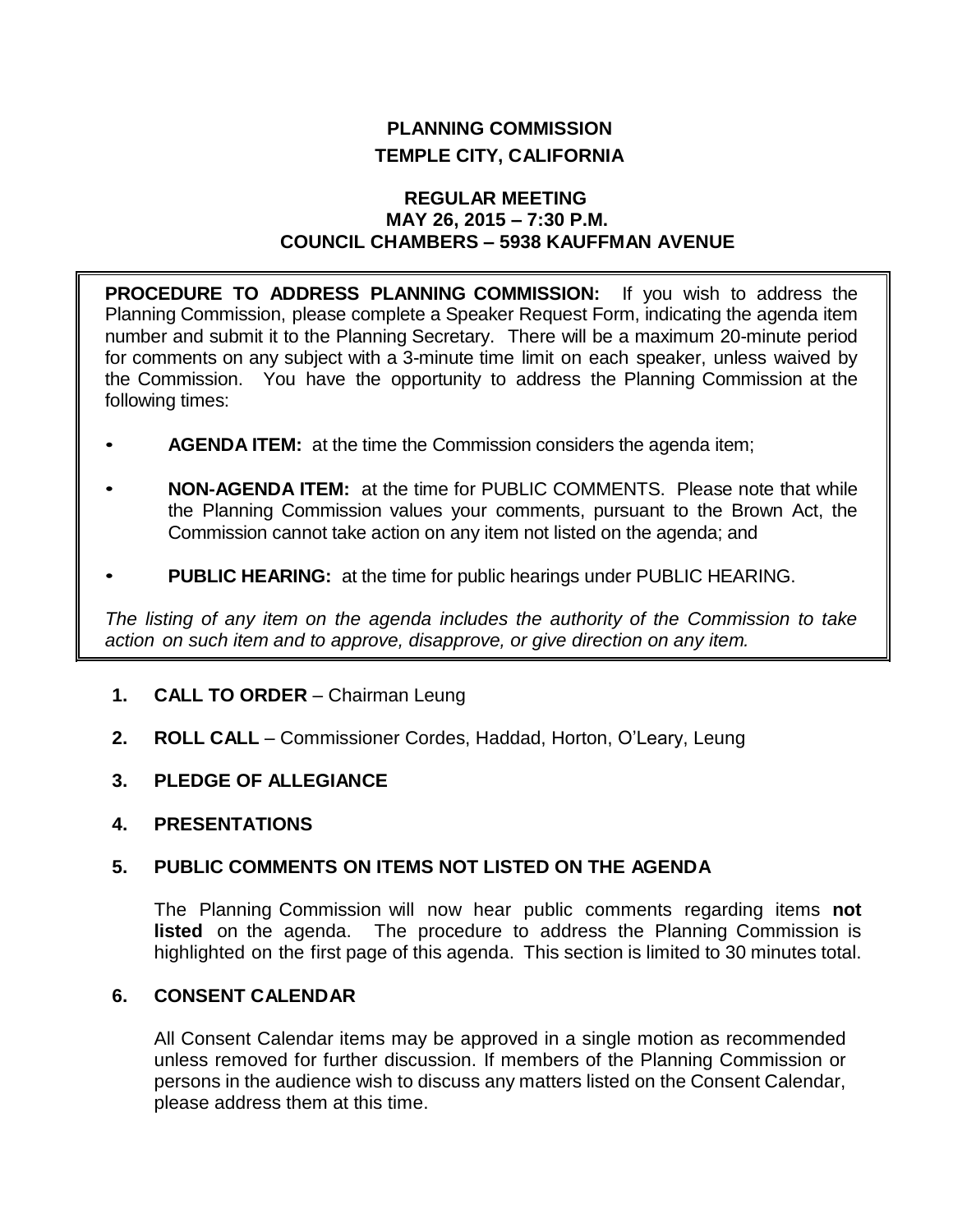# PLANNING COMMISSION
## TEMPLE CITY, CALIFORNIA

### REGULAR MEETING
### MAY 26, 2015 – 7:30 P.M.
### COUNCIL CHAMBERS – 5938 KAUFFMAN AVENUE

**PROCEDURE TO ADDRESS PLANNING COMMISSION:** If you wish to address the Planning Commission, please complete a Speaker Request Form, indicating the agenda item number and submit it to the Planning Secretary. There will be a maximum 20-minute period for comments on any subject with a 3-minute time limit on each speaker, unless waived by the Commission. You have the opportunity to address the Planning Commission at the following times:

- **AGENDA ITEM:** at the time the Commission considers the agenda item;
- **NON-AGENDA ITEM:** at the time for PUBLIC COMMENTS. Please note that while the Planning Commission values your comments, pursuant to the Brown Act, the Commission cannot take action on any item not listed on the agenda; and
- **PUBLIC HEARING:** at the time for public hearings under PUBLIC HEARING.

*The listing of any item on the agenda includes the authority of the Commission to take action on such item and to approve, disapprove, or give direction on any item.*

1. **CALL TO ORDER** – Chairman Leung

2. **ROLL CALL** – Commissioner Cordes, Haddad, Horton, O'Leary, Leung

3. **PLEDGE OF ALLEGIANCE**

4. **PRESENTATIONS**

5. **PUBLIC COMMENTS ON ITEMS NOT LISTED ON THE AGENDA**

   The Planning Commission will now hear public comments regarding items **not listed** on the agenda. The procedure to address the Planning Commission is highlighted on the first page of this agenda. This section is limited to 30 minutes total.

6. **CONSENT CALENDAR**

   All Consent Calendar items may be approved in a single motion as recommended unless removed for further discussion. If members of the Planning Commission or persons in the audience wish to discuss any matters listed on the Consent Calendar, please address them at this time.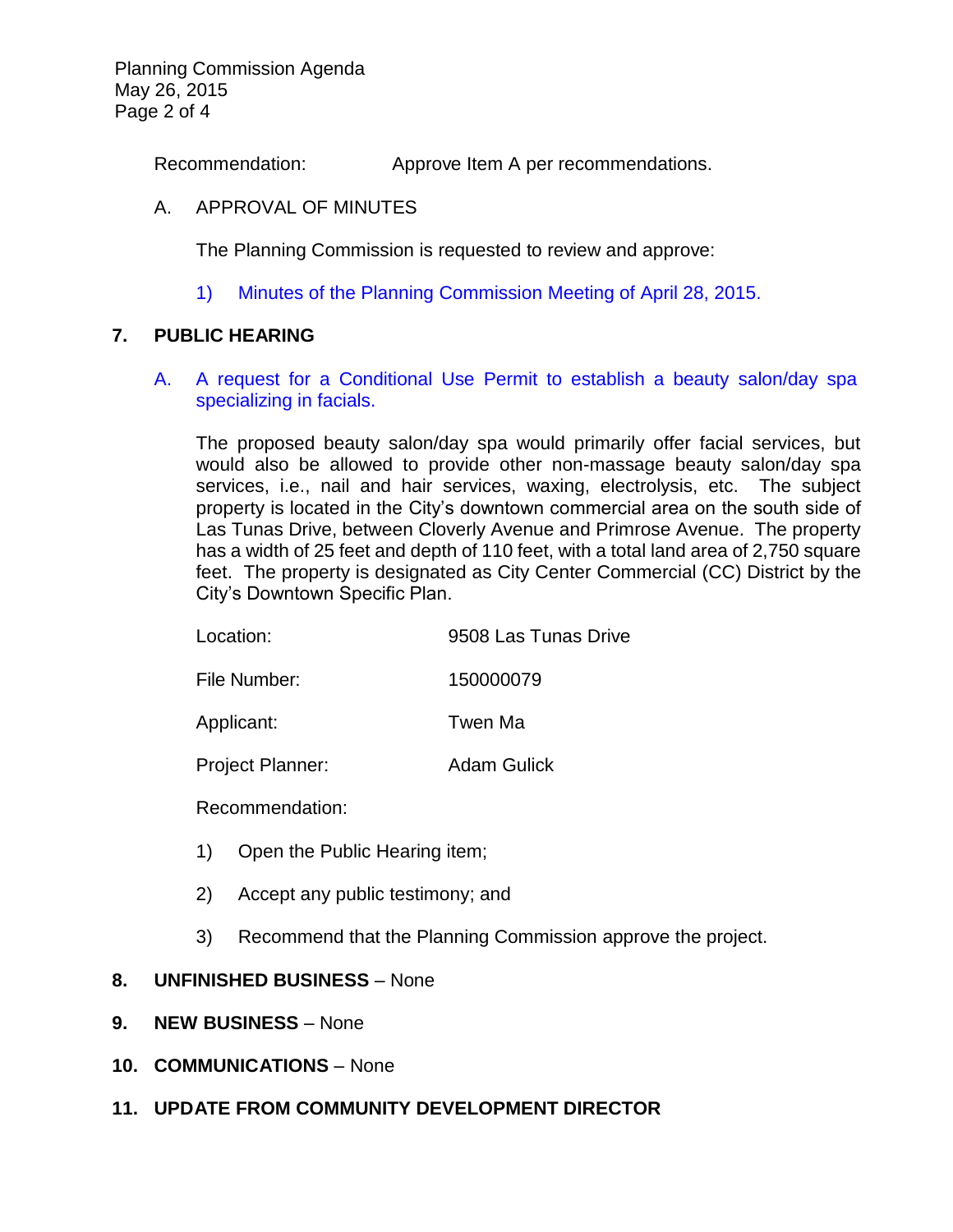Recommendation: Approve Item A per recommendations.

A. APPROVAL OF MINUTES

The Planning Commission is requested to review and approve:

1) Minutes of the Planning Commission Meeting of April 28, 2015.

## 7. PUBLIC HEARING

A. A request for a Conditional Use Permit to establish a beauty salon/day spa specializing in facials.

The proposed beauty salon/day spa would primarily offer facial services, but would also be allowed to provide other non-massage beauty salon/day spa services, i.e., nail and hair services, waxing, electrolysis, etc. The subject property is located in the City's downtown commercial area on the south side of Las Tunas Drive, between Cloverly Avenue and Primrose Avenue. The property has a width of 25 feet and depth of 110 feet, with a total land area of 2,750 square feet. The property is designated as City Center Commercial (CC) District by the City's Downtown Specific Plan.

Location: 9508 Las Tunas Drive

File Number: 150000079

Applicant: Twen Ma

Project Planner: Adam Gulick

Recommendation:

1) Open the Public Hearing item;

2) Accept any public testimony; and

3) Recommend that the Planning Commission approve the project.

## 8. UNFINISHED BUSINESS – None

## 9. NEW BUSINESS – None

## 10. COMMUNICATIONS – None

## 11. UPDATE FROM COMMUNITY DEVELOPMENT DIRECTOR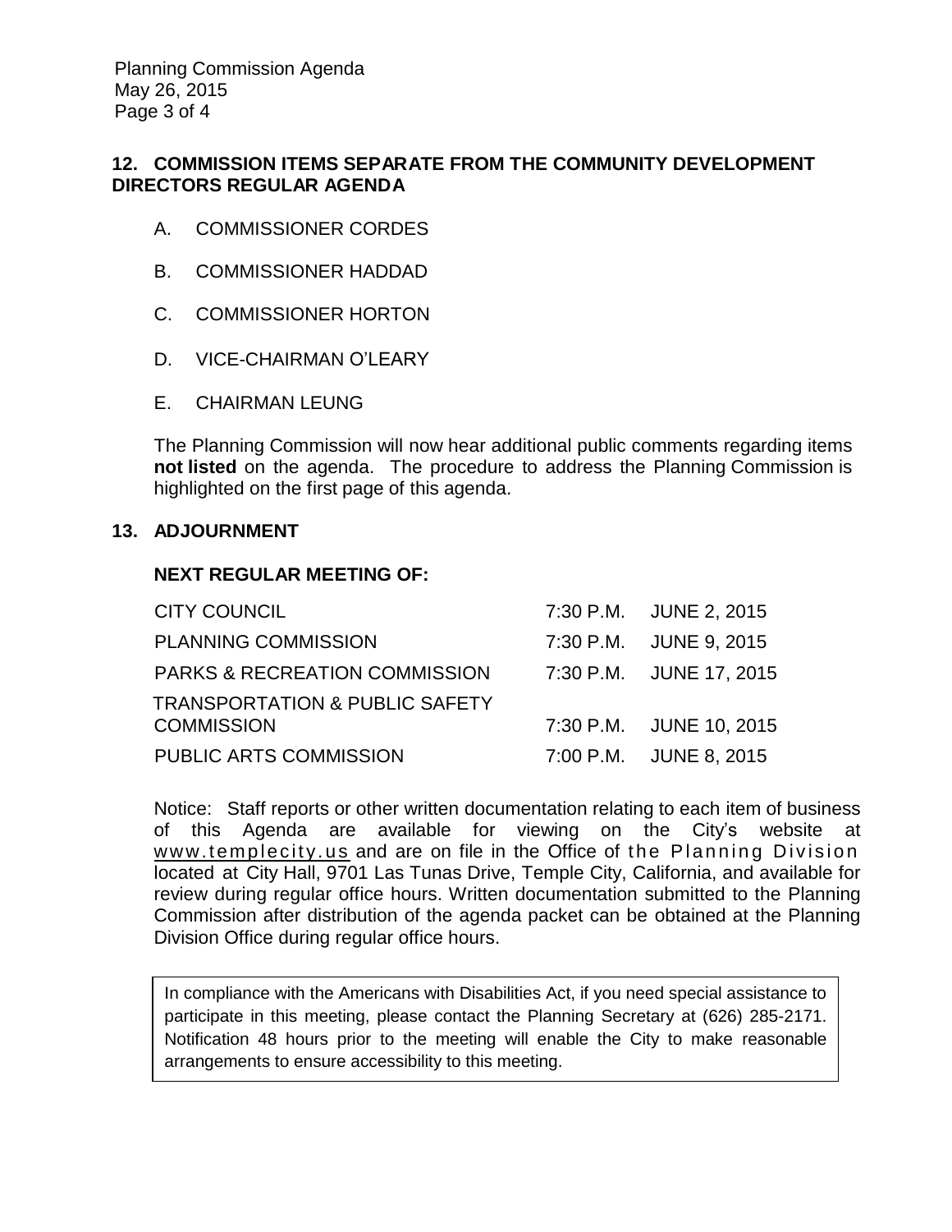## 12. COMMISSION ITEMS SEPARATE FROM THE COMMUNITY DEVELOPMENT DIRECTORS REGULAR AGENDA

A. COMMISSIONER CORDES

B. COMMISSIONER HADDAD

C. COMMISSIONER HORTON

D. VICE-CHAIRMAN O'LEARY

E. CHAIRMAN LEUNG

The Planning Commission will now hear additional public comments regarding items **not listed** on the agenda. The procedure to address the Planning Commission is highlighted on the first page of this agenda.

## 13. ADJOURNMENT

**NEXT REGULAR MEETING OF:**

| | | |
|---|---|---|
| CITY COUNCIL | 7:30 P.M. | JUNE 2, 2015 |
| PLANNING COMMISSION | 7:30 P.M. | JUNE 9, 2015 |
| PARKS & RECREATION COMMISSION | 7:30 P.M. | JUNE 17, 2015 |
| TRANSPORTATION & PUBLIC SAFETY COMMISSION | 7:30 P.M. | JUNE 10, 2015 |
| PUBLIC ARTS COMMISSION | 7:00 P.M. | JUNE 8, 2015 |

Notice: Staff reports or other written documentation relating to each item of business of this Agenda are available for viewing on the City's website at www.templecity.us and are on file in the Office of the Planning Division located at City Hall, 9701 Las Tunas Drive, Temple City, California, and available for review during regular office hours. Written documentation submitted to the Planning Commission after distribution of the agenda packet can be obtained at the Planning Division Office during regular office hours.

> In compliance with the Americans with Disabilities Act, if you need special assistance to participate in this meeting, please contact the Planning Secretary at (626) 285-2171. Notification 48 hours prior to the meeting will enable the City to make reasonable arrangements to ensure accessibility to this meeting.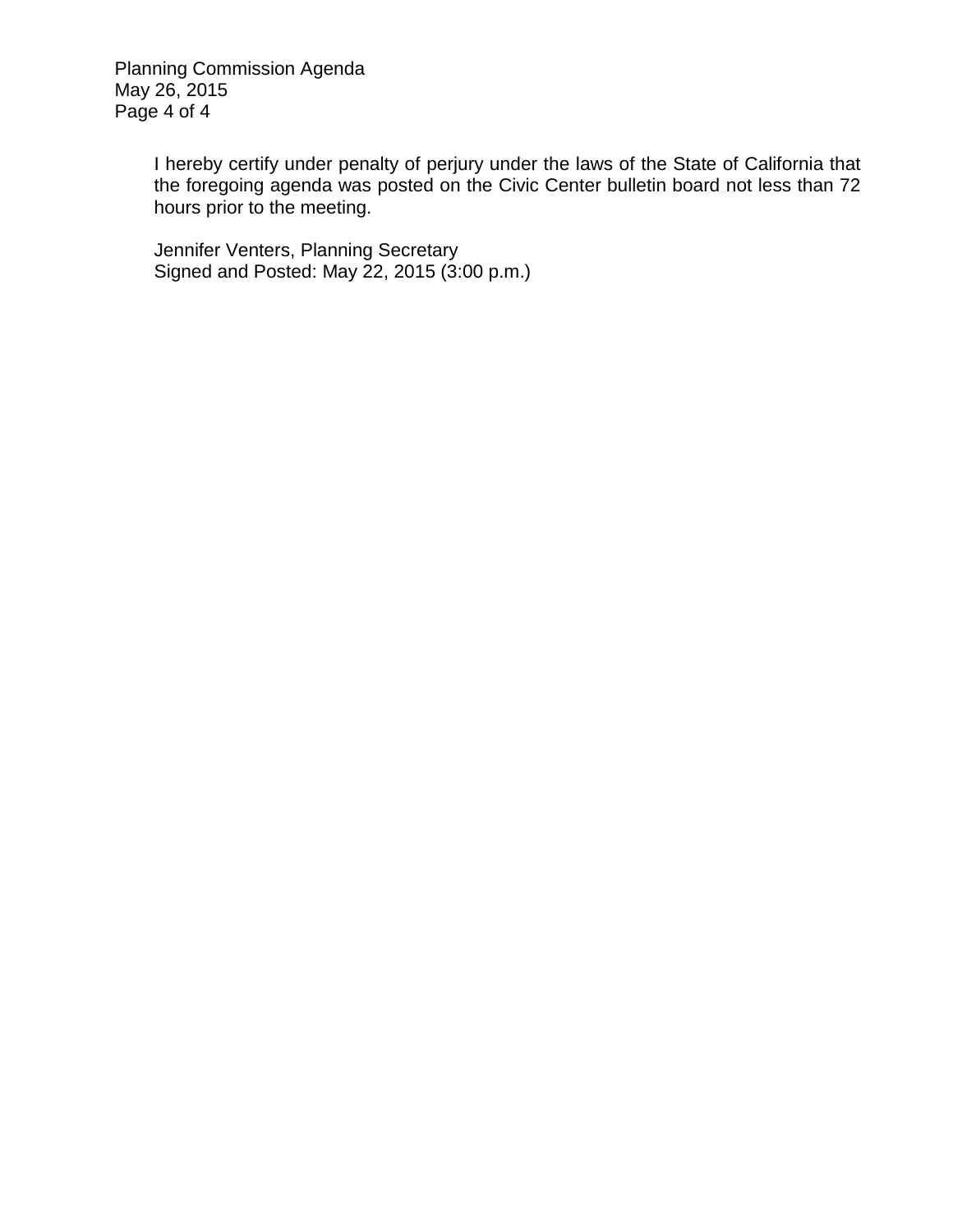I hereby certify under penalty of perjury under the laws of the State of California that the foregoing agenda was posted on the Civic Center bulletin board not less than 72 hours prior to the meeting.

Jennifer Venters, Planning Secretary
Signed and Posted: May 22, 2015 (3:00 p.m.)